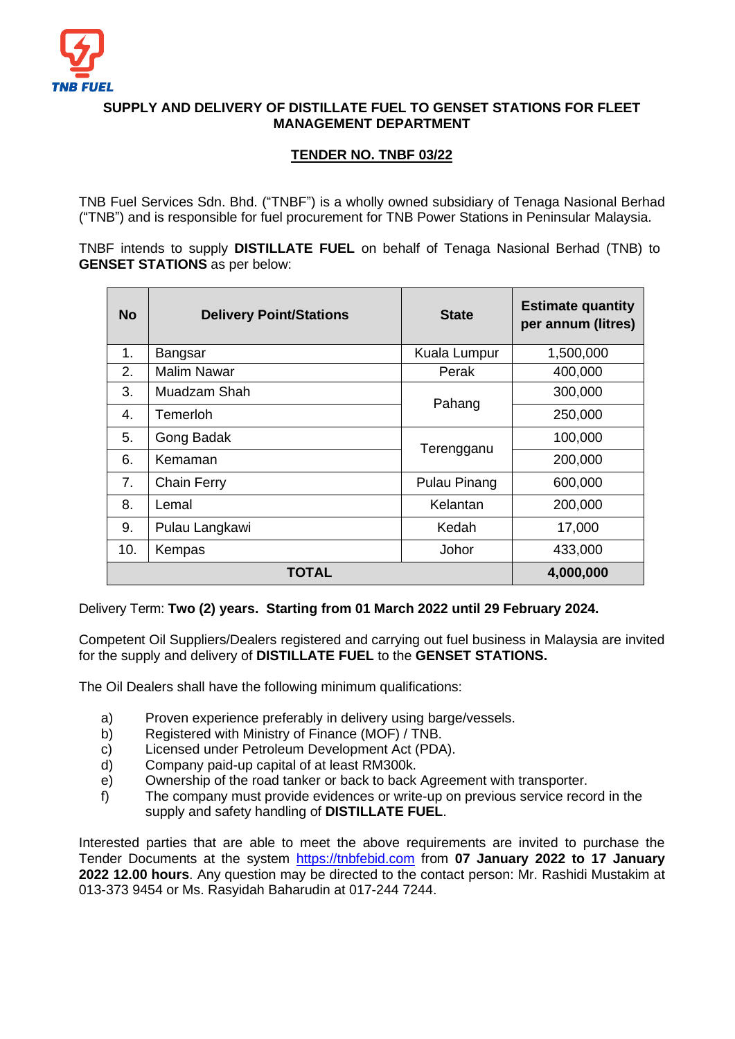TNB FUEL

# SUPPLY AND DELIVERY OF DISTILLATE FUEL TO GENSET STATIONS FOR FLEET MANAGEMENT DEPARTMENT

## TENDER NO. TNBF 03/22

TNB Fuel Services Sdn. Bhd. ("TNBF") is a wholly owned subsidiary of Tenaga Nasional Berhad ("TNB") and is responsible for fuel procurement for TNB Power Stations in Peninsular Malaysia.

TNBF intends to supply **DISTILLATE FUEL** on behalf of Tenaga Nasional Berhad (TNB) to **GENSET STATIONS** as per below:

| No | Delivery Point/Stations | State | Estimate quantity per annum (litres) |
|---|---|---|---|
| 1. | Bangsar | Kuala Lumpur | 1,500,000 |
| 2. | Malim Nawar | Perak | 400,000 |
| 3. | Muadzam Shah | Pahang | 300,000 |
| 4. | Temerloh | | 250,000 |
| 5. | Gong Badak | Terengganu | 100,000 |
| 6. | Kemaman | | 200,000 |
| 7. | Chain Ferry | Pulau Pinang | 600,000 |
| 8. | Lemal | Kelantan | 200,000 |
| 9. | Pulau Langkawi | Kedah | 17,000 |
| 10. | Kempas | Johor | 433,000 |
| **TOTAL** | | | **4,000,000** |

Delivery Term: **Two (2) years. Starting from 01 March 2022 until 29 February 2024.**

Competent Oil Suppliers/Dealers registered and carrying out fuel business in Malaysia are invited for the supply and delivery of **DISTILLATE FUEL** to the **GENSET STATIONS.**

The Oil Dealers shall have the following minimum qualifications:

a) Proven experience preferably in delivery using barge/vessels.
b) Registered with Ministry of Finance (MOF) / TNB.
c) Licensed under Petroleum Development Act (PDA).
d) Company paid-up capital of at least RM300k.
e) Ownership of the road tanker or back to back Agreement with transporter.
f) The company must provide evidences or write-up on previous service record in the supply and safety handling of **DISTILLATE FUEL**.

Interested parties that are able to meet the above requirements are invited to purchase the Tender Documents at the system https://tnbfebid.com from **07 January 2022 to 17 January 2022 12.00 hours**. Any question may be directed to the contact person: Mr. Rashidi Mustakim at 013-373 9454 or Ms. Rasyidah Baharudin at 017-244 7244.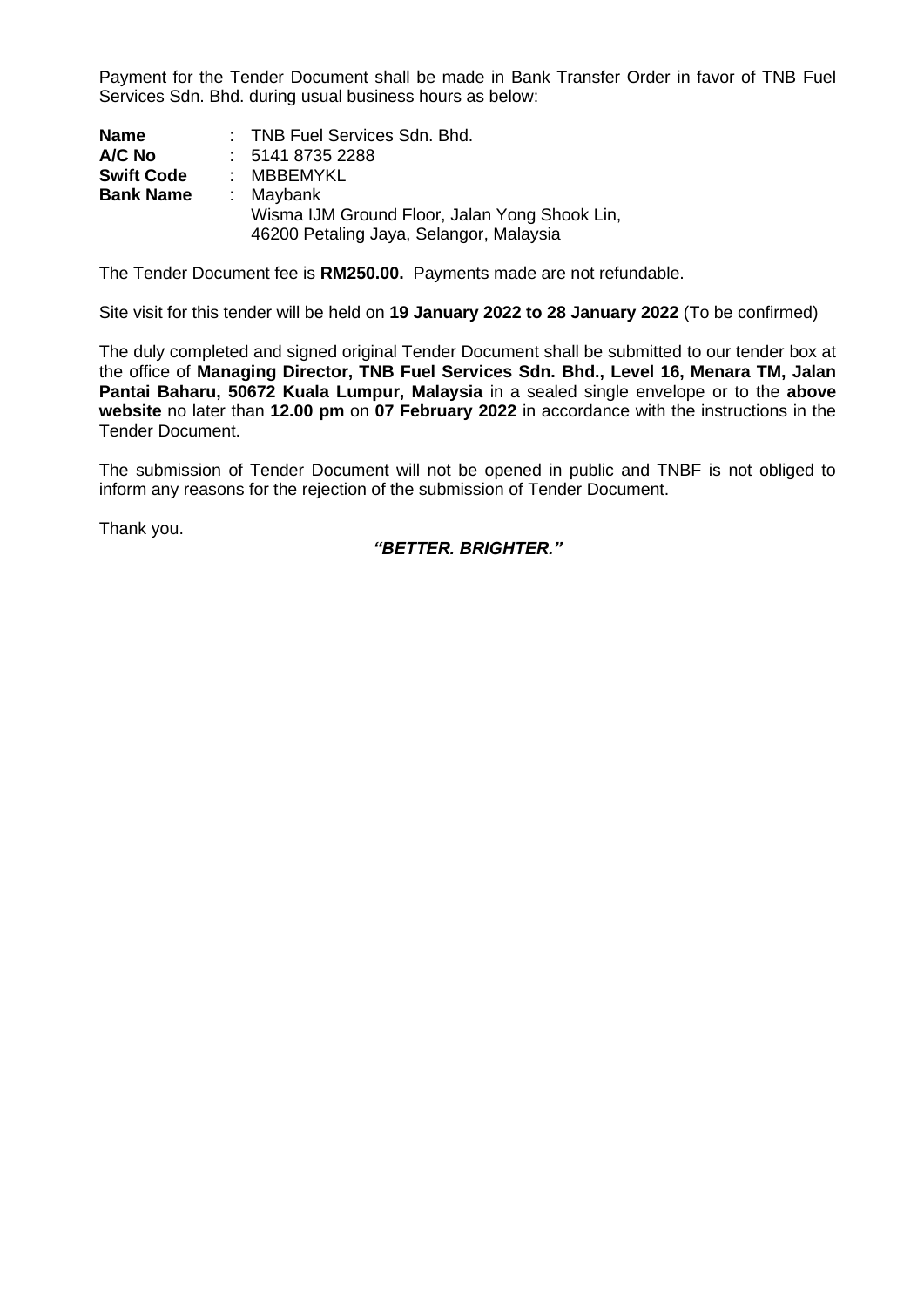Payment for the Tender Document shall be made in Bank Transfer Order in favor of TNB Fuel Services Sdn. Bhd. during usual business hours as below:

| | | |
|---|---|---|
| **Name** | : | TNB Fuel Services Sdn. Bhd. |
| **A/C No** | : | 5141 8735 2288 |
| **Swift Code** | : | MBBEMYKL |
| **Bank Name** | : | Maybank<br>Wisma IJM Ground Floor, Jalan Yong Shook Lin,<br>46200 Petaling Jaya, Selangor, Malaysia |

The Tender Document fee is **RM250.00.** Payments made are not refundable.

Site visit for this tender will be held on **19 January 2022 to 28 January 2022** (To be confirmed)

The duly completed and signed original Tender Document shall be submitted to our tender box at the office of **Managing Director, TNB Fuel Services Sdn. Bhd., Level 16, Menara TM, Jalan Pantai Baharu, 50672 Kuala Lumpur, Malaysia** in a sealed single envelope or to the **above website** no later than **12.00 pm** on **07 February 2022** in accordance with the instructions in the Tender Document.

The submission of Tender Document will not be opened in public and TNBF is not obliged to inform any reasons for the rejection of the submission of Tender Document.

Thank you.

***"BETTER. BRIGHTER."***